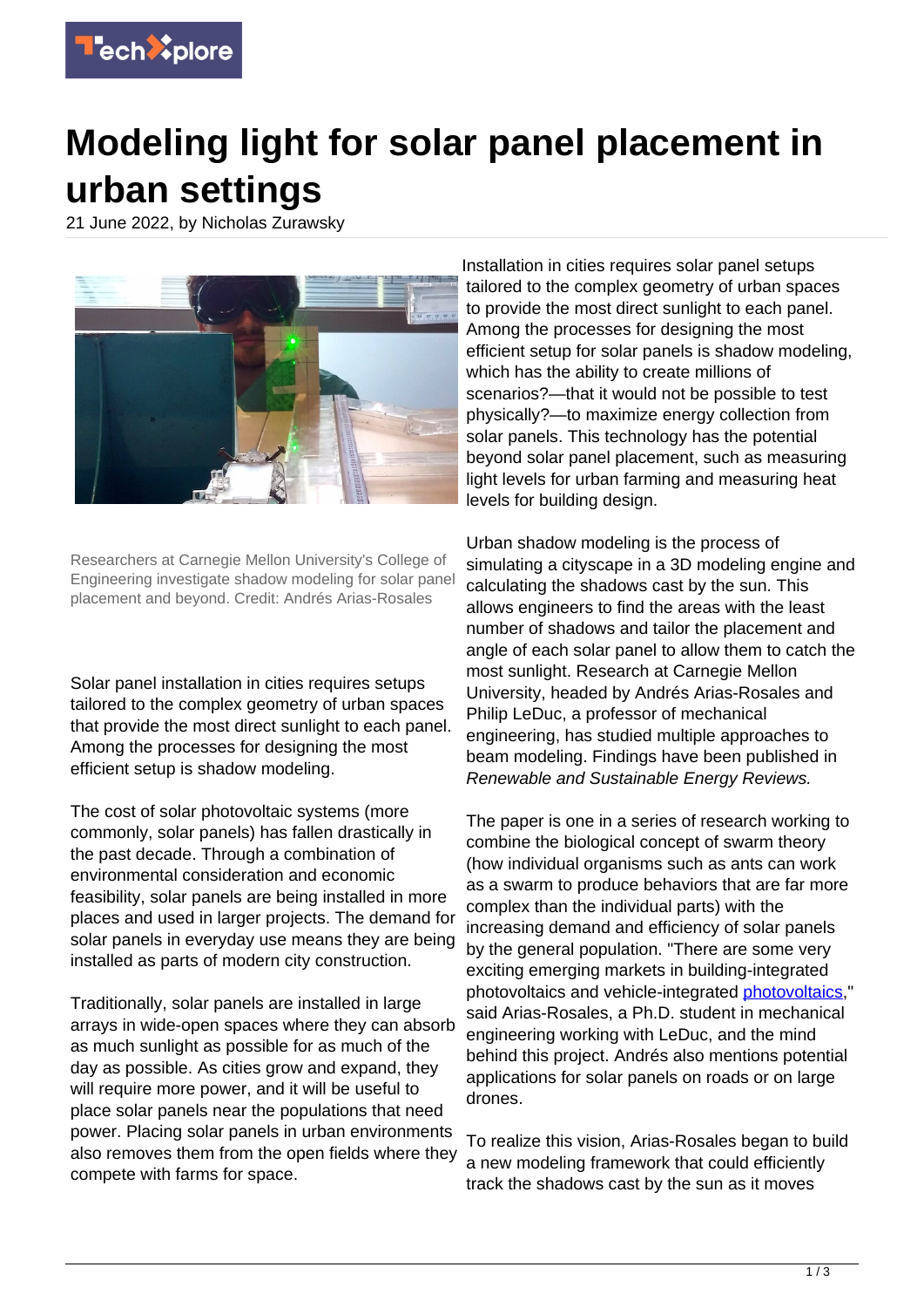# Modeling light for solar panel placement in urban settings

21 June 2022, by Nicholas Zurawsky

Researchers at Carnegie Mellon University's College of Engineering investigate shadow modeling for solar panel placement and beyond. Credit: Andrés Arias-Rosales

Solar panel installation in cities requires setups tailored to the complex geometry of urban spaces that provide the most direct sunlight to each panel. Among the processes for designing the most efficient setup is shadow modeling.

The cost of solar photovoltaic systems (more commonly, solar panels) has fallen drastically in the past decade. Through a combination of environmental consideration and economic feasibility, solar panels are being installed in more places and used in larger projects. The demand for solar panels in everyday use means they are being installed as parts of modern city construction.

Traditionally, solar panels are installed in large arrays in wide-open spaces where they can absorb as much sunlight as possible for as much of the day as possible. As cities grow and expand, they will require more power, and it will be useful to place solar panels near the populations that need power. Placing solar panels in urban environments also removes them from the open fields where they compete with farms for space.

Installation in cities requires solar panel setups tailored to the complex geometry of urban spaces to provide the most direct sunlight to each panel. Among the processes for designing the most efficient setup for solar panels is shadow modeling, which has the ability to create millions of scenarios?—that it would not be possible to test physically?—to maximize energy collection from solar panels. This technology has the potential beyond solar panel placement, such as measuring light levels for urban farming and measuring heat levels for building design.

Urban shadow modeling is the process of simulating a cityscape in a 3D modeling engine and calculating the shadows cast by the sun. This allows engineers to find the areas with the least number of shadows and tailor the placement and angle of each solar panel to allow them to catch the most sunlight. Research at Carnegie Mellon University, headed by Andrés Arias-Rosales and Philip LeDuc, a professor of mechanical engineering, has studied multiple approaches to beam modeling. Findings have been published in *Renewable and Sustainable Energy Reviews.*

The paper is one in a series of research working to combine the biological concept of swarm theory (how individual organisms such as ants can work as a swarm to produce behaviors that are far more complex than the individual parts) with the increasing demand and efficiency of solar panels by the general population. "There are some very exciting emerging markets in building-integrated photovoltaics and vehicle-integrated photovoltaics," said Arias-Rosales, a Ph.D. student in mechanical engineering working with LeDuc, and the mind behind this project. Andrés also mentions potential applications for solar panels on roads or on large drones.

To realize this vision, Arias-Rosales began to build a new modeling framework that could efficiently track the shadows cast by the sun as it moves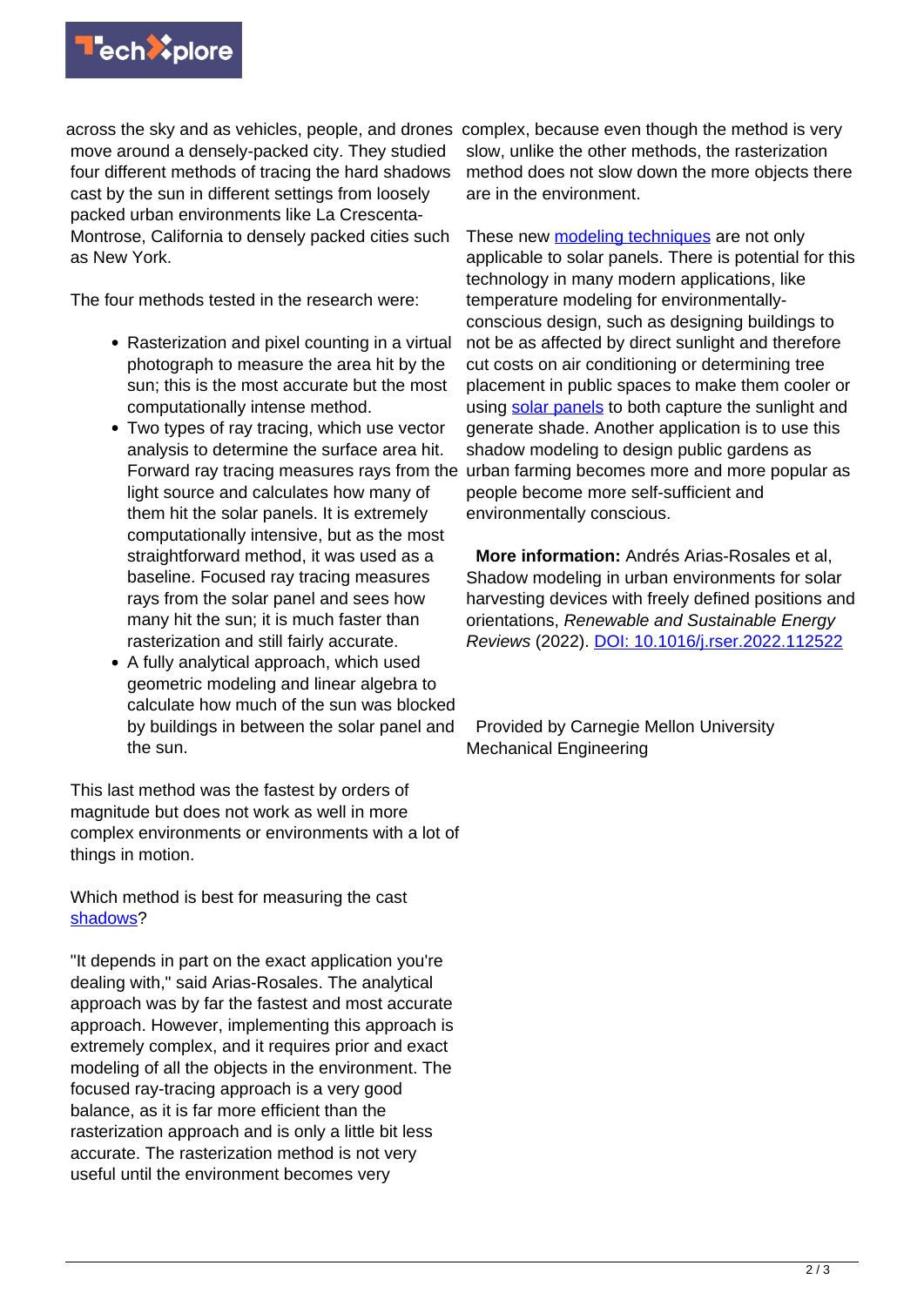across the sky and as vehicles, people, and drones move around a densely-packed city. They studied four different methods of tracing the hard shadows cast by the sun in different settings from loosely packed urban environments like La Crescenta-Montrose, California to densely packed cities such as New York.

The four methods tested in the research were:

- Rasterization and pixel counting in a virtual photograph to measure the area hit by the sun; this is the most accurate but the most computationally intense method.
- Two types of ray tracing, which use vector analysis to determine the surface area hit. Forward ray tracing measures rays from the light source and calculates how many of them hit the solar panels. It is extremely computationally intensive, but as the most straightforward method, it was used as a baseline. Focused ray tracing measures rays from the solar panel and sees how many hit the sun; it is much faster than rasterization and still fairly accurate.
- A fully analytical approach, which used geometric modeling and linear algebra to calculate how much of the sun was blocked by buildings in between the solar panel and the sun.

This last method was the fastest by orders of magnitude but does not work as well in more complex environments or environments with a lot of things in motion.

Which method is best for measuring the cast shadows?

"It depends in part on the exact application you're dealing with," said Arias-Rosales. The analytical approach was by far the fastest and most accurate approach. However, implementing this approach is extremely complex, and it requires prior and exact modeling of all the objects in the environment. The focused ray-tracing approach is a very good balance, as it is far more efficient than the rasterization approach and is only a little bit less accurate. The rasterization method is not very useful until the environment becomes very complex, because even though the method is very slow, unlike the other methods, the rasterization method does not slow down the more objects there are in the environment.

These new modeling techniques are not only applicable to solar panels. There is potential for this technology in many modern applications, like temperature modeling for environmentally-conscious design, such as designing buildings to not be as affected by direct sunlight and therefore cut costs on air conditioning or determining tree placement in public spaces to make them cooler or using solar panels to both capture the sunlight and generate shade. Another application is to use this shadow modeling to design public gardens as urban farming becomes more and more popular as people become more self-sufficient and environmentally conscious.

**More information:** Andrés Arias-Rosales et al, Shadow modeling in urban environments for solar harvesting devices with freely defined positions and orientations, *Renewable and Sustainable Energy Reviews* (2022). DOI: 10.1016/j.rser.2022.112522

Provided by Carnegie Mellon University Mechanical Engineering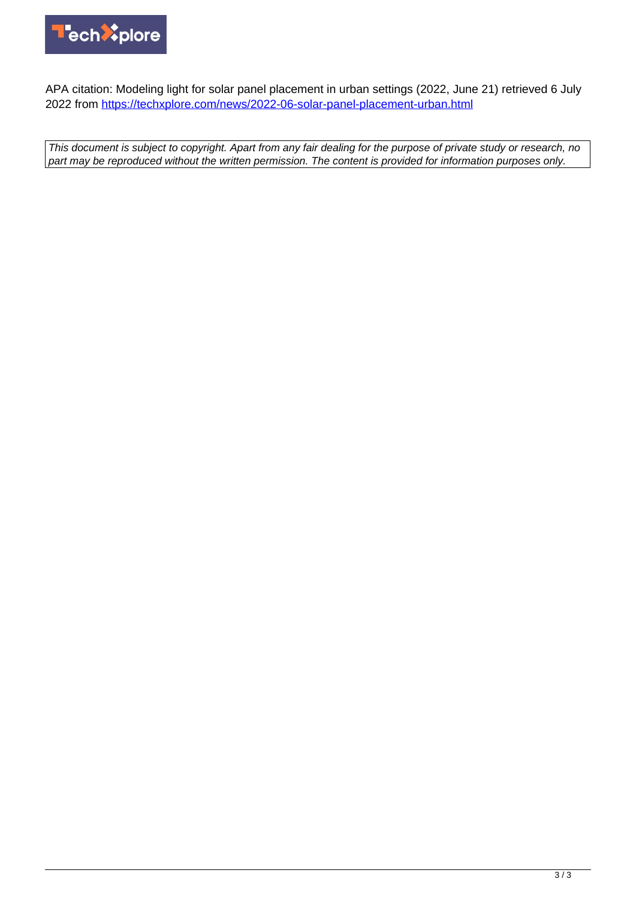APA citation: Modeling light for solar panel placement in urban settings (2022, June 21) retrieved 6 July 2022 from https://techxplore.com/news/2022-06-solar-panel-placement-urban.html

*This document is subject to copyright. Apart from any fair dealing for the purpose of private study or research, no part may be reproduced without the written permission. The content is provided for information purposes only.*